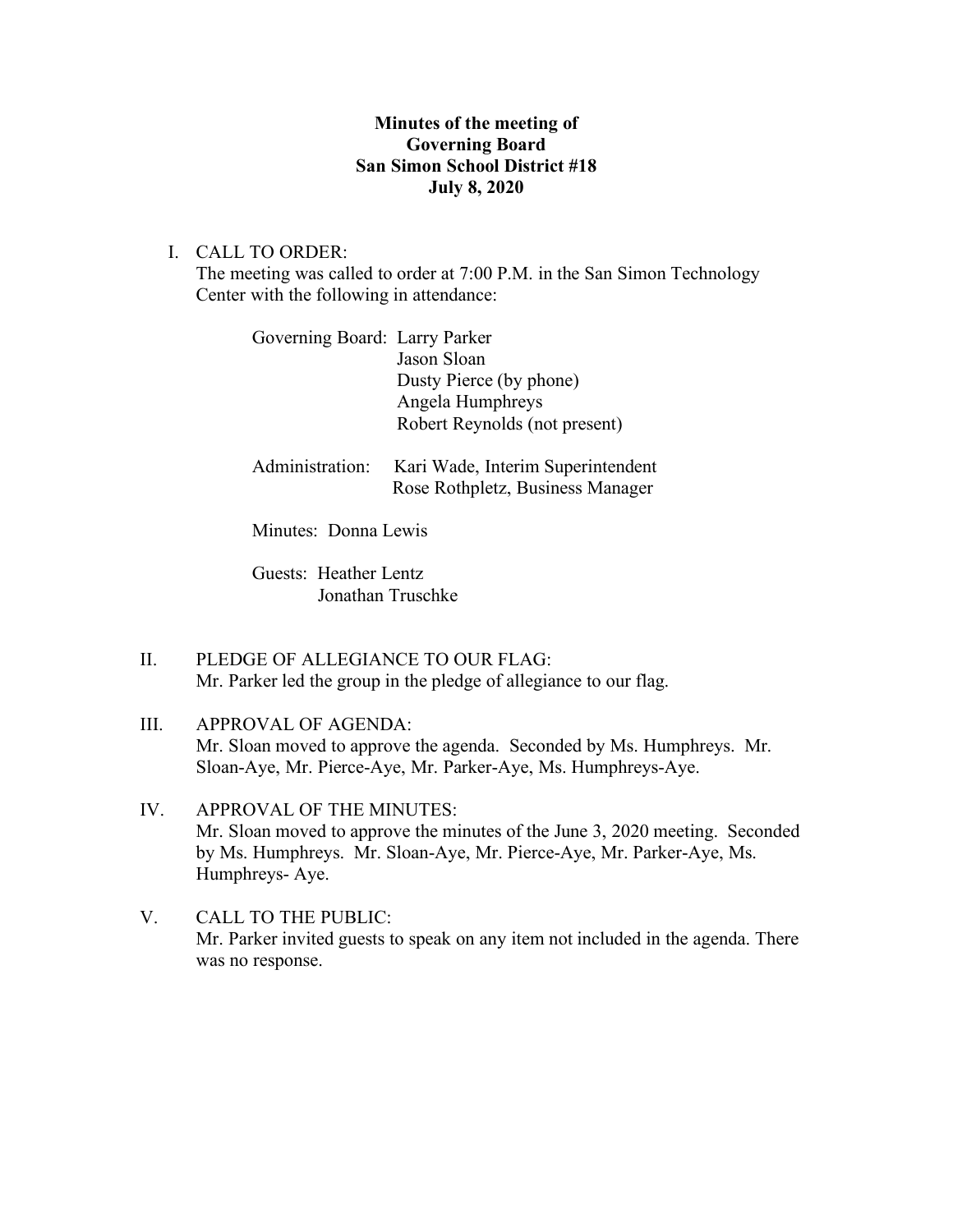**Minutes of the meeting of**
**Governing Board**
**San Simon School District #18**
**July 8, 2020**

I. CALL TO ORDER:
The meeting was called to order at 7:00 P.M. in the San Simon Technology Center with the following in attendance:

Governing Board: Larry Parker
Jason Sloan
Dusty Pierce (by phone)
Angela Humphreys
Robert Reynolds (not present)

Administration: Kari Wade, Interim Superintendent
Rose Rothpletz, Business Manager

Minutes: Donna Lewis

Guests: Heather Lentz
Jonathan Truschke

II. PLEDGE OF ALLEGIANCE TO OUR FLAG:
Mr. Parker led the group in the pledge of allegiance to our flag.

III. APPROVAL OF AGENDA:
Mr. Sloan moved to approve the agenda. Seconded by Ms. Humphreys. Mr. Sloan-Aye, Mr. Pierce-Aye, Mr. Parker-Aye, Ms. Humphreys-Aye.

IV. APPROVAL OF THE MINUTES:
Mr. Sloan moved to approve the minutes of the June 3, 2020 meeting. Seconded by Ms. Humphreys. Mr. Sloan-Aye, Mr. Pierce-Aye, Mr. Parker-Aye, Ms. Humphreys- Aye.

V. CALL TO THE PUBLIC:
Mr. Parker invited guests to speak on any item not included in the agenda. There was no response.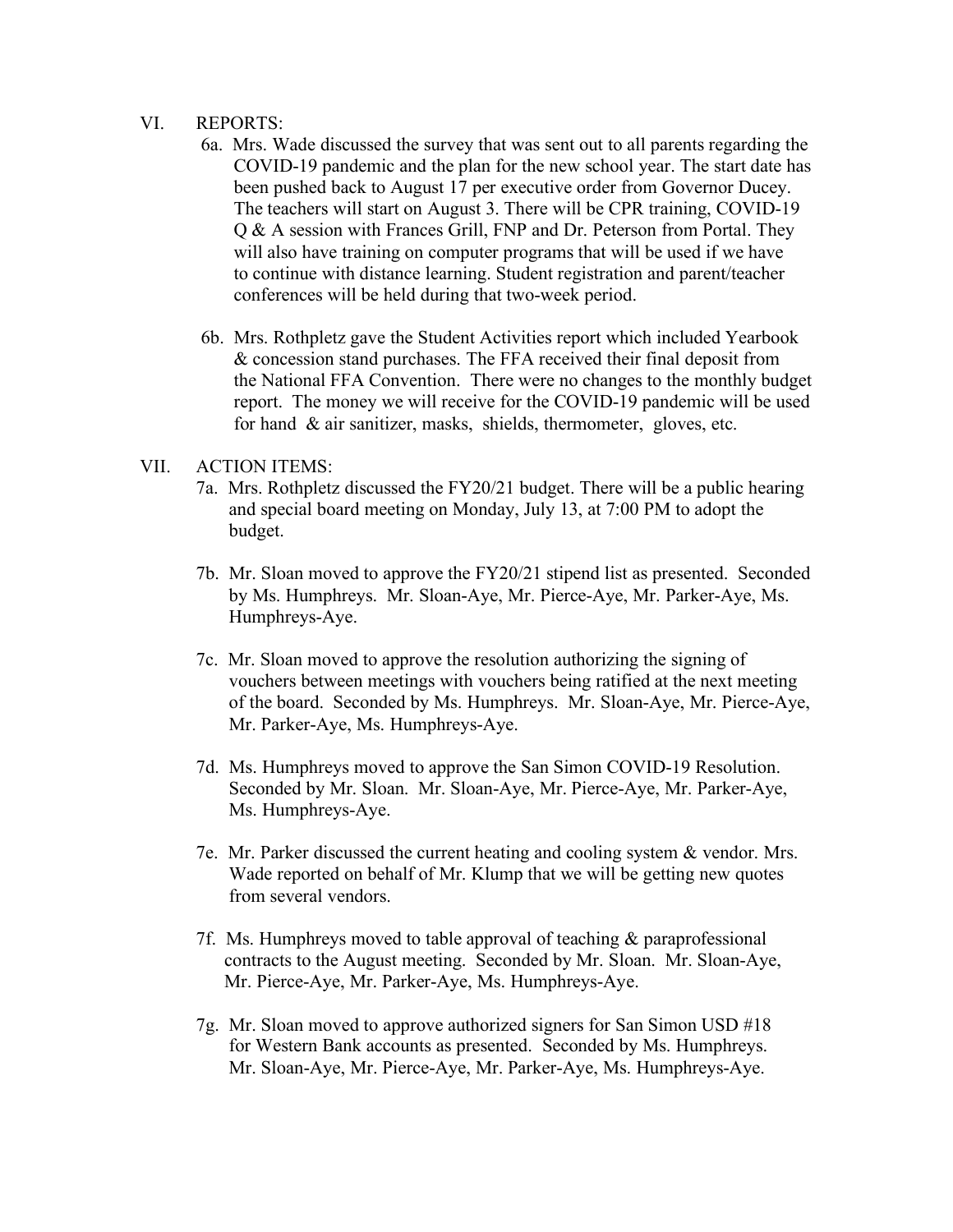VI. REPORTS:

6a. Mrs. Wade discussed the survey that was sent out to all parents regarding the COVID-19 pandemic and the plan for the new school year. The start date has been pushed back to August 17 per executive order from Governor Ducey. The teachers will start on August 3. There will be CPR training, COVID-19 Q & A session with Frances Grill, FNP and Dr. Peterson from Portal. They will also have training on computer programs that will be used if we have to continue with distance learning. Student registration and parent/teacher conferences will be held during that two-week period.

6b. Mrs. Rothpletz gave the Student Activities report which included Yearbook & concession stand purchases. The FFA received their final deposit from the National FFA Convention. There were no changes to the monthly budget report. The money we will receive for the COVID-19 pandemic will be used for hand & air sanitizer, masks, shields, thermometer, gloves, etc.

VII. ACTION ITEMS:

7a. Mrs. Rothpletz discussed the FY20/21 budget. There will be a public hearing and special board meeting on Monday, July 13, at 7:00 PM to adopt the budget.

7b. Mr. Sloan moved to approve the FY20/21 stipend list as presented. Seconded by Ms. Humphreys. Mr. Sloan-Aye, Mr. Pierce-Aye, Mr. Parker-Aye, Ms. Humphreys-Aye.

7c. Mr. Sloan moved to approve the resolution authorizing the signing of vouchers between meetings with vouchers being ratified at the next meeting of the board. Seconded by Ms. Humphreys. Mr. Sloan-Aye, Mr. Pierce-Aye, Mr. Parker-Aye, Ms. Humphreys-Aye.

7d. Ms. Humphreys moved to approve the San Simon COVID-19 Resolution. Seconded by Mr. Sloan. Mr. Sloan-Aye, Mr. Pierce-Aye, Mr. Parker-Aye, Ms. Humphreys-Aye.

7e. Mr. Parker discussed the current heating and cooling system & vendor. Mrs. Wade reported on behalf of Mr. Klump that we will be getting new quotes from several vendors.

7f. Ms. Humphreys moved to table approval of teaching & paraprofessional contracts to the August meeting. Seconded by Mr. Sloan. Mr. Sloan-Aye, Mr. Pierce-Aye, Mr. Parker-Aye, Ms. Humphreys-Aye.

7g. Mr. Sloan moved to approve authorized signers for San Simon USD #18 for Western Bank accounts as presented. Seconded by Ms. Humphreys. Mr. Sloan-Aye, Mr. Pierce-Aye, Mr. Parker-Aye, Ms. Humphreys-Aye.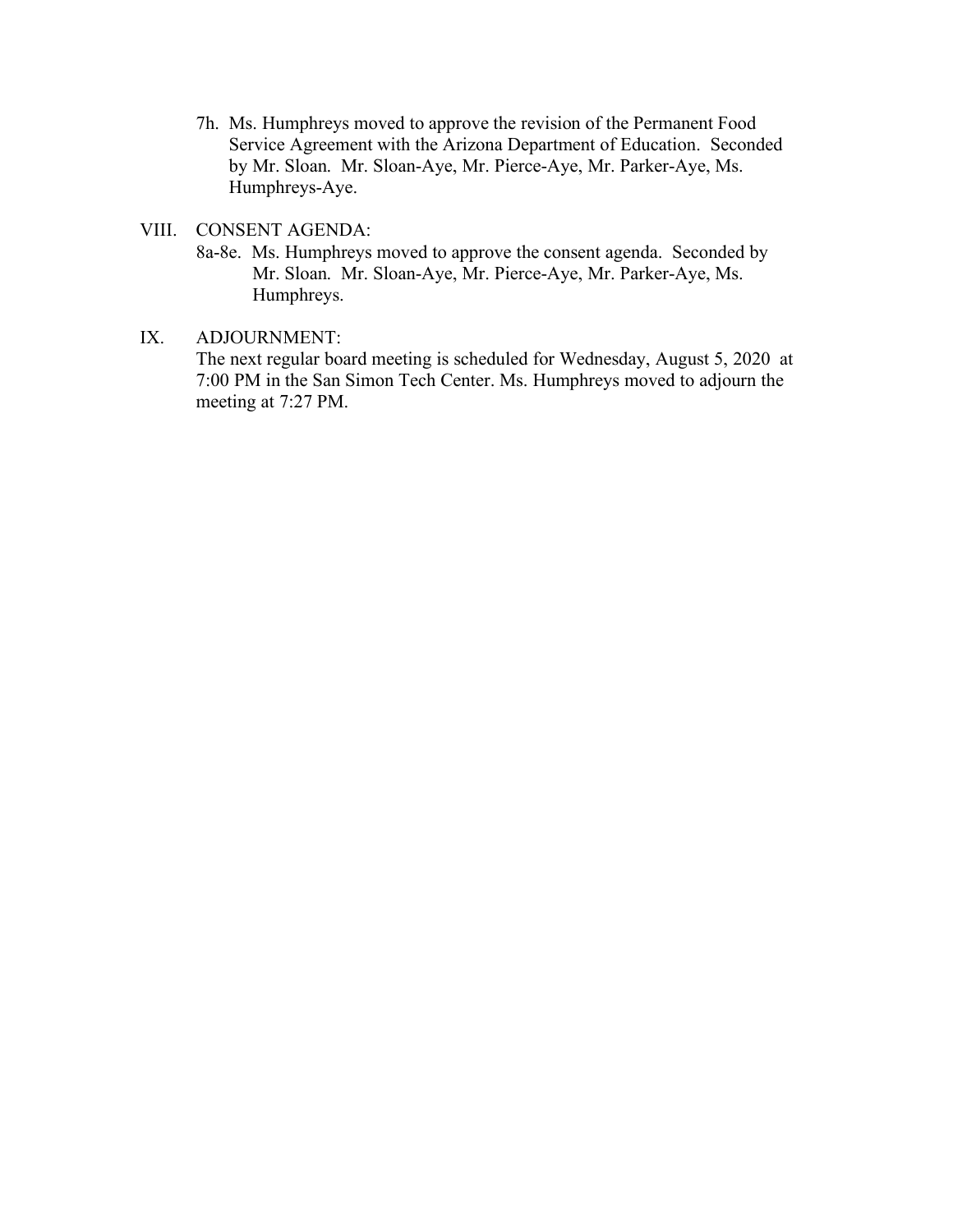7h. Ms. Humphreys moved to approve the revision of the Permanent Food Service Agreement with the Arizona Department of Education. Seconded by Mr. Sloan. Mr. Sloan-Aye, Mr. Pierce-Aye, Mr. Parker-Aye, Ms. Humphreys-Aye.

VIII. CONSENT AGENDA:

8a-8e. Ms. Humphreys moved to approve the consent agenda. Seconded by Mr. Sloan. Mr. Sloan-Aye, Mr. Pierce-Aye, Mr. Parker-Aye, Ms. Humphreys.

IX. ADJOURNMENT:

The next regular board meeting is scheduled for Wednesday, August 5, 2020 at 7:00 PM in the San Simon Tech Center. Ms. Humphreys moved to adjourn the meeting at 7:27 PM.